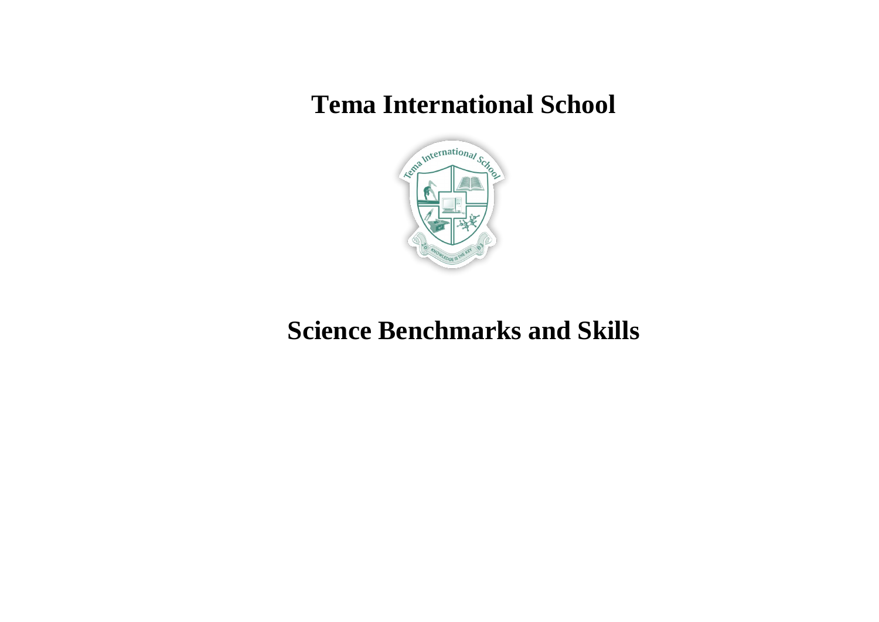# Tema International School

# Science Benchmarks and Skills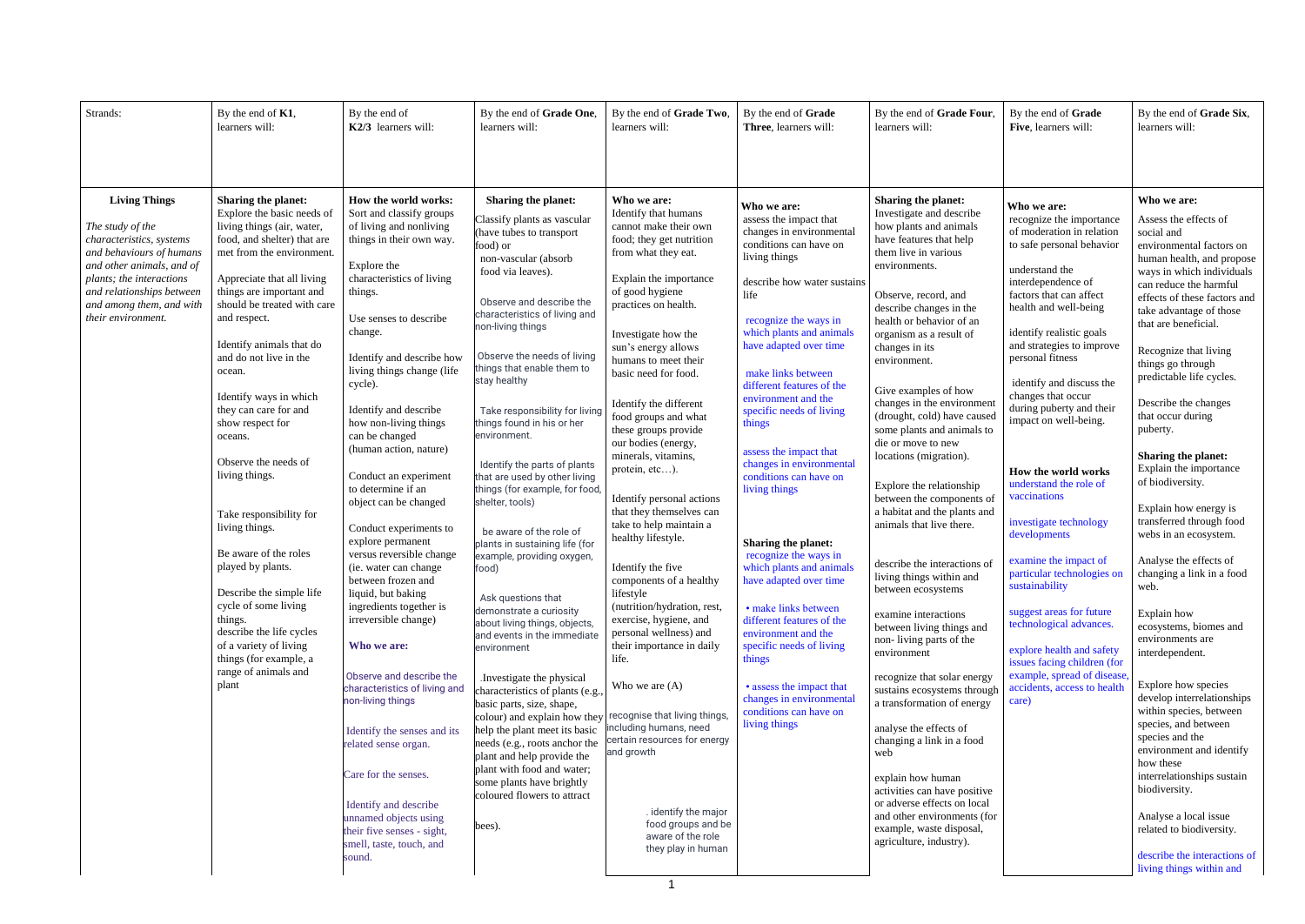| Strands: | By the end of **K1**, learners will: | By the end of **K2/3** learners will: | By the end of **Grade One**, learners will: | By the end of **Grade Two**, learners will: | By the end of **Grade Three**, learners will: | By the end of **Grade Four**, learners will: | By the end of **Grade Five**, learners will: | By the end of **Grade Six**, learners will: |
|---|---|---|---|---|---|---|---|---|
| **Living Things**<br><br>*The study of the characteristics, systems and behaviours of humans and other animals, and of plants; the interactions and relationships between and among them, and with their environment.* | **Sharing the planet:**<br>Explore the basic needs of living things (air, water, food, and shelter) that are met from the environment.<br><br>Appreciate that all living things are important and should be treated with care and respect.<br><br>Identify animals that do and do not live in the ocean.<br><br>Identify ways in which they can care for and show respect for oceans.<br><br>Observe the needs of living things.<br><br>Take responsibility for living things.<br><br>Be aware of the roles played by plants.<br><br>Describe the simple life cycle of some living things.<br>describe the life cycles of a variety of living things (for example, a range of animals and plant | **How the world works:**<br>Sort and classify groups of living and nonliving things in their own way.<br><br>Explore the characteristics of living things.<br><br>Use senses to describe change.<br><br>Identify and describe how living things change (life cycle).<br><br>Identify and describe how non-living things can be changed (human action, nature)<br><br>Conduct an experiment to determine if an object can be changed<br><br>Conduct experiments to explore permanent versus reversible change (ie. water can change between frozen and liquid, but baking ingredients together is irreversible change)<br><br>**Who we are:**<br><br>Observe and describe the characteristics of living and non-living things<br><br>Identify the senses and its related sense organ.<br><br>Care for the senses.<br><br>Identify and describe unnamed objects using their five senses - sight, smell, taste, touch, and sound. | **Sharing the planet:**<br>Classify plants as vascular (have tubes to transport food) or non-vascular (absorb food via leaves).<br><br>Observe and describe the characteristics of living and non-living things<br><br>Observe the needs of living things that enable them to stay healthy<br><br>Take responsibility for living things found in his or her environment.<br><br>Identify the parts of plants that are used by other living things (for example, for food, shelter, tools)<br><br>be aware of the role of plants in sustaining life (for example, providing oxygen, food)<br><br>Ask questions that demonstrate a curiosity about living things, objects, and events in the immediate environment<br><br>.Investigate the physical characteristics of plants (e.g., basic parts, size, shape, colour) and explain how they help the plant meet its basic needs (e.g., roots anchor the plant and help provide the plant with food and water; some plants have brightly coloured flowers to attract bees). | **Who we are:**<br>Identify that humans cannot make their own food; they get nutrition from what they eat.<br><br>Explain the importance of good hygiene practices on health.<br><br>Investigate how the sun's energy allows humans to meet their basic need for food.<br><br>Identify the different food groups and what these groups provide our bodies (energy, minerals, vitamins, protein, etc…).<br><br>Identify personal actions that they themselves can take to help maintain a healthy lifestyle.<br><br>Identify the five components of a healthy lifestyle (nutrition/hydration, rest, exercise, hygiene, and personal wellness) and their importance in daily life.<br><br>Who we are (A)<br><br>recognize that living things, including humans, need certain resources for energy and growth<br><br>. identify the major food groups and be aware of the role they play in human | **Who we are:**<br>assess the impact that changes in environmental conditions can have on living things<br><br>describe how water sustains life<br><br>recognize the ways in which plants and animals have adapted over time<br><br>make links between different features of the environment and the specific needs of living things<br><br>assess the impact that changes in environmental conditions can have on living things<br><br>**Sharing the planet:**<br>recognize the ways in which plants and animals have adapted over time<br><br>• make links between different features of the environment and the specific needs of living things<br><br>• assess the impact that changes in environmental conditions can have on living things | **Sharing the planet:**<br>Investigate and describe how plants and animals have features that help them live in various environments.<br><br>Observe, record, and describe changes in the health or behavior of an organism as a result of changes in its environment.<br><br>Give examples of how changes in the environment (drought, cold) have caused some plants and animals to die or move to new locations (migration).<br><br>Explore the relationship between the components of a habitat and the plants and animals that live there.<br><br>describe the interactions of living things within and between ecosystems<br><br>examine interactions between living things and non- living parts of the environment<br><br>recognize that solar energy sustains ecosystems through a transformation of energy<br><br>analyse the effects of changing a link in a food web<br><br>explain how human activities can have positive or adverse effects on local and other environments (for example, waste disposal, agriculture, industry). | **Who we are:**<br>recognize the importance of moderation in relation to safe personal behavior<br><br>understand the interdependence of factors that can affect health and well-being<br><br>identify realistic goals and strategies to improve personal fitness<br><br>identify and discuss the changes that occur during puberty and their impact on well-being.<br><br>**How the world works**<br>understand the role of vaccinations<br><br>investigate technology developments<br><br>examine the impact of particular technologies on sustainability<br><br>suggest areas for future technological advances.<br><br>explore health and safety issues facing children (for example, spread of disease, accidents, access to health care) | **Who we are:**<br>Assess the effects of social and environmental factors on human health, and propose ways in which individuals can reduce the harmful effects of these factors and take advantage of those that are beneficial.<br><br>Recognize that living things go through predictable life cycles.<br><br>Describe the changes that occur during puberty.<br><br>**Sharing the planet:**<br>Explain the importance of biodiversity.<br><br>Explain how energy is transferred through food webs in an ecosystem.<br><br>Analyse the effects of changing a link in a food web.<br><br>Explain how ecosystems, biomes and environments are interdependent.<br><br>Explore how species develop interrelationships within species, between species, and between species and the environment and identify how these interrelationships sustain biodiversity.<br><br>Analyse a local issue related to biodiversity.<br><br>describe the interactions of living things within and |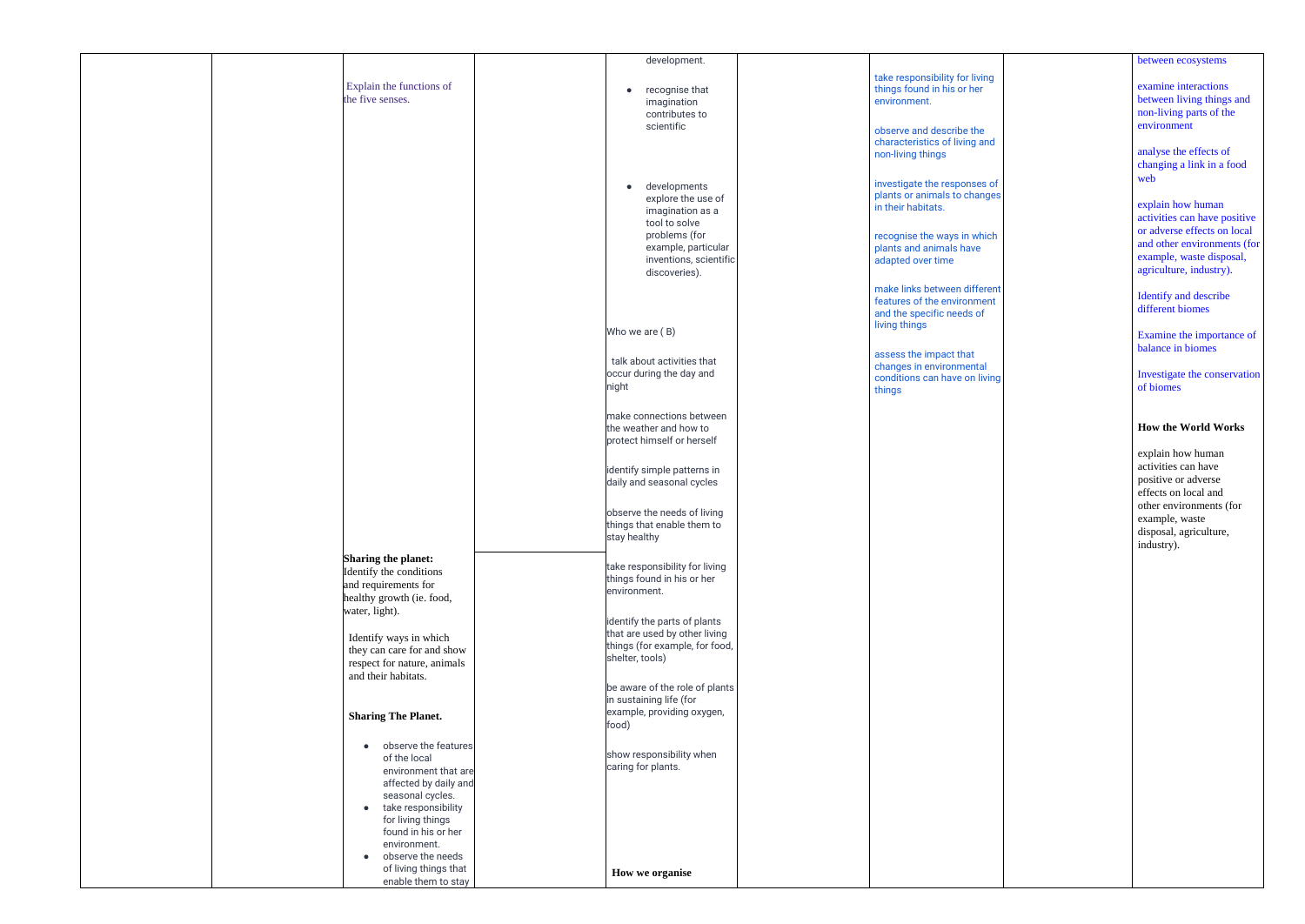| | | | | | | | | | |
|---|---|---|---|---|---|---|---|---|---|
| | | Explain the functions of the five senses.<br><br>**Sharing the planet:**<br>Identify the conditions and requirements for healthy growth (ie. food, water, light).<br><br>Identify ways in which they can care for and show respect for nature, animals and their habitats.<br><br>**Sharing The Planet.**<br><br>• observe the features of the local environment that are affected by daily and seasonal cycles.<br>• take responsibility for living things found in his or her environment.<br>• observe the needs of living things that enable them to stay | | development.<br><br>• recognise that imagination contributes to scientific<br><br>• developments explore the use of imagination as a tool to solve problems (for example, particular inventions, scientific discoveries).<br><br>Who we are ( B)<br><br>talk about activities that occur during the day and night<br><br>make connections between the weather and how to protect himself or herself<br><br>identify simple patterns in daily and seasonal cycles<br><br>observe the needs of living things that enable them to stay healthy<br><br>take responsibility for living things found in his or her environment.<br><br>identify the parts of plants that are used by other living things (for example, for food, shelter, tools)<br><br>be aware of the role of plants in sustaining life (for example, providing oxygen, food)<br><br>show responsibility when caring for plants.<br><br>**How we organise** | | take responsibility for living things found in his or her environment.<br><br>observe and describe the characteristics of living and non-living things<br><br>investigate the responses of plants or animals to changes in their habitats.<br><br>recognise the ways in which plants and animals have adapted over time<br><br>make links between different features of the environment and the specific needs of living things<br><br>assess the impact that changes in environmental conditions can have on living things | | between ecosystems<br><br>examine interactions between living things and non-living parts of the environment<br><br>analyse the effects of changing a link in a food web<br><br>explain how human activities can have positive or adverse effects on local and other environments (for example, waste disposal, agriculture, industry).<br><br>Identify and describe different biomes<br><br>Examine the importance of balance in biomes<br><br>Investigate the conservation of biomes<br><br>**How the World Works**<br><br>explain how human activities can have positive or adverse effects on local and other environments (for example, waste disposal, agriculture, industry). |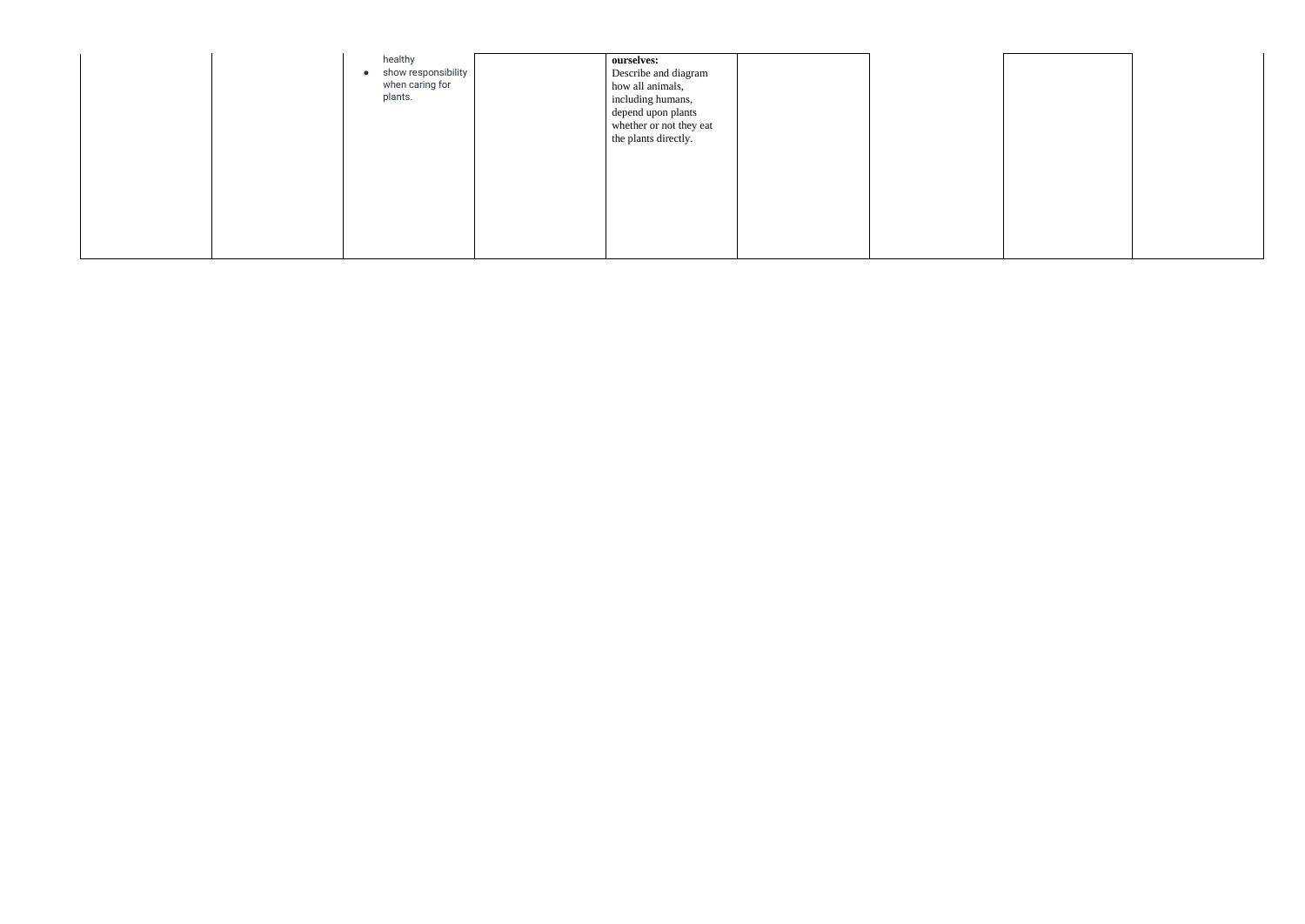| | | | | | | | | |
|---|---|---|---|---|---|---|---|---|
| | | healthy<br>• show responsibility when caring for plants. | | **ourselves:**<br>Describe and diagram how all animals, including humans, depend upon plants whether or not they eat the plants directly. | | | | |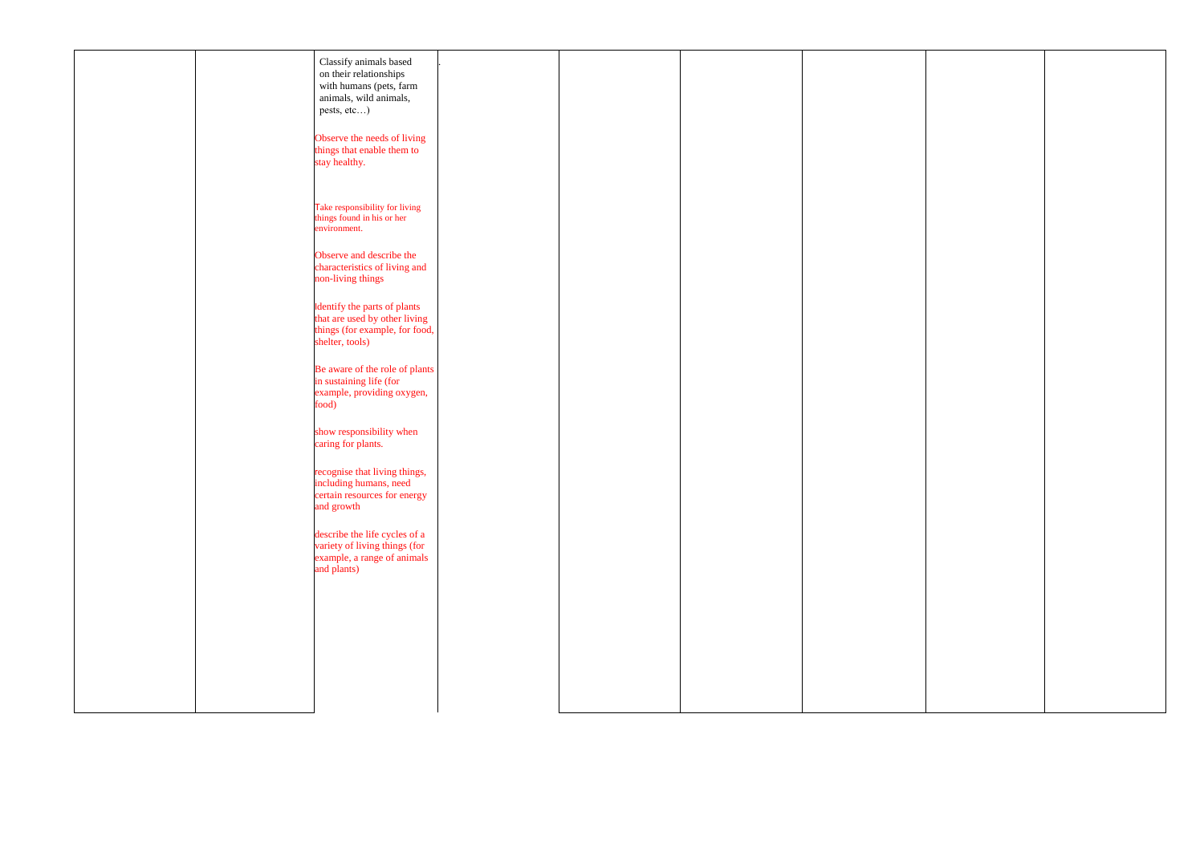|  |  |  |  |  |  |  |  |  |
|---|---|---|---|---|---|---|---|---|
|  |  | Classify animals based on their relationships with humans (pets, farm animals, wild animals, pests, etc…)<br><br>Observe the needs of living things that enable them to stay healthy.<br><br>Take responsibility for living things found in his or her environment.<br><br>Observe and describe the characteristics of living and non-living things<br><br>Identify the parts of plants that are used by other living things (for example, for food, shelter, tools)<br><br>Be aware of the role of plants in sustaining life (for example, providing oxygen, food)<br><br>show responsibility when caring for plants.<br><br>recognise that living things, including humans, need certain resources for energy and growth<br><br>describe the life cycles of a variety of living things (for example, a range of animals and plants) | . |  |  |  |  |  |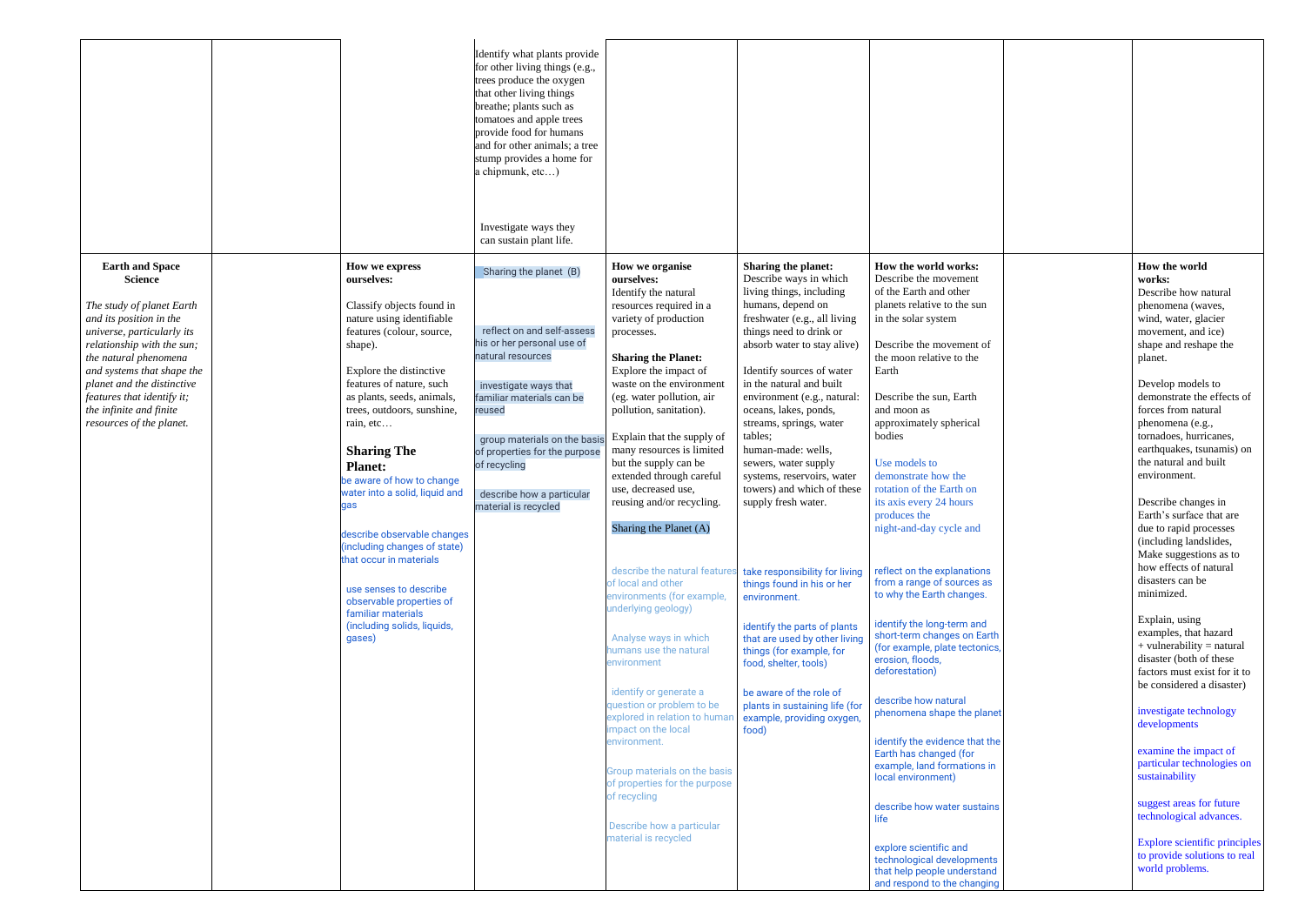| | | | | | | | | |
|---|---|---|---|---|---|---|---|---|
| | | | Identify what plants provide for other living things (e.g., trees produce the oxygen that other living things breathe; plants such as tomatoes and apple trees provide food for humans and for other animals; a tree stump provides a home for a chipmunk, etc…)<br><br>Investigate ways they can sustain plant life. | | | | | |
| **Earth and Space Science**<br><br>*The study of planet Earth and its position in the universe, particularly its relationship with the sun; the natural phenomena and systems that shape the planet and the distinctive features that identify it; the infinite and finite resources of the planet.* | | **How we express ourselves:**<br><br>Classify objects found in nature using identifiable features (colour, source, shape).<br><br>Explore the distinctive features of nature, such as plants, seeds, animals, trees, outdoors, sunshine, rain, etc…<br><br>**Sharing The Planet:**<br>be aware of how to change water into a solid, liquid and gas<br><br>describe observable changes (including changes of state) that occur in materials<br><br>use senses to describe observable properties of familiar materials (including solids, liquids, gases) | Sharing the planet (B)<br><br>reflect on and self-assess his or her personal use of natural resources<br><br>investigate ways that familiar materials can be reused<br><br>group materials on the basis of properties for the purpose of recycling<br><br>describe how a particular material is recycled | **How we organise ourselves:**<br>Identify the natural resources required in a variety of production processes.<br><br>**Sharing the Planet:**<br>Explore the impact of waste on the environment (eg. water pollution, air pollution, sanitation).<br><br>Explain that the supply of many resources is limited but the supply can be extended through careful use, decreased use, reusing and/or recycling.<br><br>Sharing the Planet (A)<br><br>describe the natural features of local and other environments (for example, underlying geology)<br><br>Analyse ways in which humans use the natural environment<br><br>identify or generate a question or problem to be explored in relation to human impact on the local environment.<br><br>Group materials on the basis of properties for the purpose of recycling<br><br>Describe how a particular material is recycled | **Sharing the planet:**<br>Describe ways in which living things, including humans, depend on freshwater (e.g., all living things need to drink or absorb water to stay alive)<br><br>Identify sources of water in the natural and built environment (e.g., natural: oceans, lakes, ponds, streams, springs, water tables;<br>human-made: wells, sewers, water supply systems, reservoirs, water towers) and which of these supply fresh water.<br><br>take responsibility for living things found in his or her environment.<br><br>identify the parts of plants that are used by other living things (for example, for food, shelter, tools)<br><br>be aware of the role of plants in sustaining life (for example, providing oxygen, food) | **How the world works:**<br>Describe the movement of the Earth and other planets relative to the sun in the solar system<br><br>Describe the movement of the moon relative to the Earth<br><br>Describe the sun, Earth and moon as approximately spherical bodies<br><br>Use models to demonstrate how the rotation of the Earth on its axis every 24 hours produces the night-and-day cycle and<br><br>reflect on the explanations from a range of sources as to why the Earth changes.<br><br>identify the long-term and short-term changes on Earth (for example, plate tectonics, erosion, floods, deforestation)<br><br>describe how natural phenomena shape the planet<br><br>identify the evidence that the Earth has changed (for example, land formations in local environment)<br><br>describe how water sustains life<br><br>explore scientific and technological developments that help people understand and respond to the changing | | **How the world works:**<br>Describe how natural phenomena (waves, wind, water, glacier movement, and ice) shape and reshape the planet.<br><br>Develop models to demonstrate the effects of forces from natural phenomena (e.g., tornadoes, hurricanes, earthquakes, tsunamis) on the natural and built environment.<br><br>Describe changes in Earth's surface that are due to rapid processes (including landslides, Make suggestions as to how effects of natural disasters can be minimized.<br><br>Explain, using examples, that hazard + vulnerability = natural disaster (both of these factors must exist for it to be considered a disaster)<br><br>investigate technology developments<br><br>examine the impact of particular technologies on sustainability<br><br>suggest areas for future technological advances.<br><br>Explore scientific principles to provide solutions to real world problems. |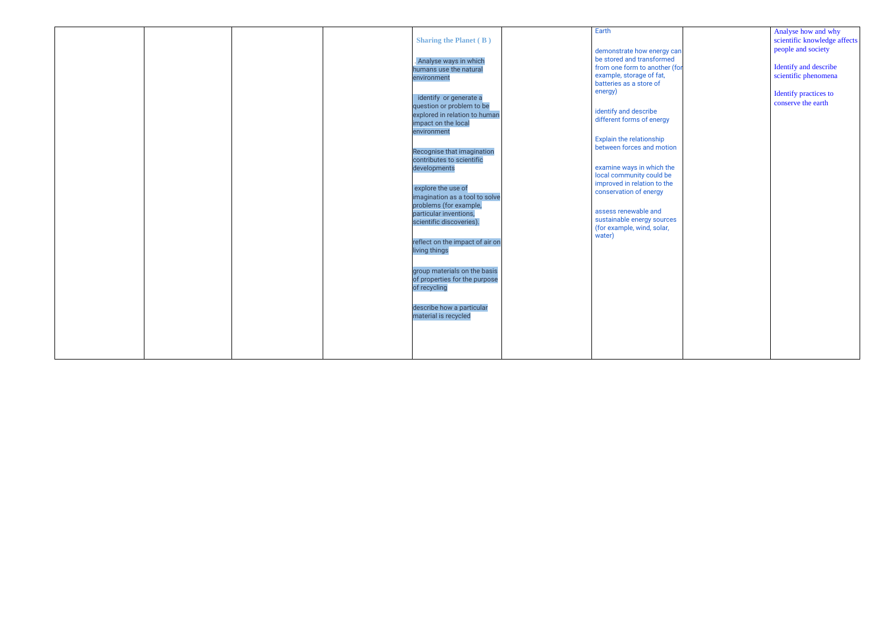| | | | | | | | | |
|---|---|---|---|---|---|---|---|---|
| | | | | **Sharing the Planet ( B )**<br><br>. Analyse ways in which humans use the natural environment<br><br>identify or generate a question or problem to be explored in relation to human impact on the local environment<br><br>Recognise that imagination contributes to scientific developments<br><br>explore the use of imagination as a tool to solve problems (for example, particular inventions, scientific discoveries).<br><br>reflect on the impact of air on living things<br><br>group materials on the basis of properties for the purpose of recycling<br><br>describe how a particular material is recycled | | Earth<br><br>demonstrate how energy can be stored and transformed from one form to another (for example, storage of fat, batteries as a store of energy)<br><br>identify and describe different forms of energy<br><br>Explain the relationship between forces and motion<br><br>examine ways in which the local community could be improved in relation to the conservation of energy<br><br>assess renewable and sustainable energy sources (for example, wind, solar, water) | | Analyse how and why scientific knowledge affects people and society<br><br>Identify and describe scientific phenomena<br><br>Identify practices to conserve the earth |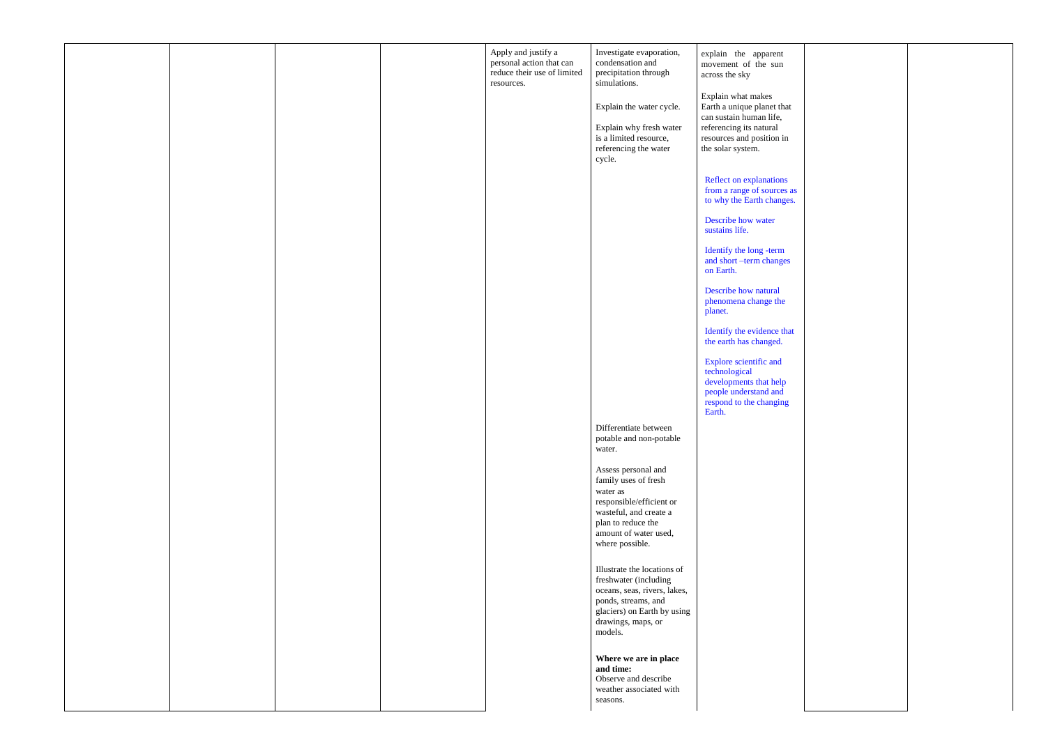| | | | | | | | | |
|---|---|---|---|---|---|---|---|---|
| | | | | Apply and justify a personal action that can reduce their use of limited resources. | Investigate evaporation, condensation and precipitation through simulations.<br><br>Explain the water cycle.<br><br>Explain why fresh water is a limited resource, referencing the water cycle.<br><br>Differentiate between potable and non-potable water.<br><br>Assess personal and family uses of fresh water as responsible/efficient or wasteful, and create a plan to reduce the amount of water used, where possible.<br><br>Illustrate the locations of freshwater (including oceans, seas, rivers, lakes, ponds, streams, and glaciers) on Earth by using drawings, maps, or models.<br><br>**Where we are in place and time:**<br>Observe and describe weather associated with seasons. | explain the apparent movement of the sun across the sky<br><br>Explain what makes Earth a unique planet that can sustain human life, referencing its natural resources and position in the solar system.<br><br>Reflect on explanations from a range of sources as to why the Earth changes.<br><br>Describe how water sustains life.<br><br>Identify the long -term and short –term changes on Earth.<br><br>Describe how natural phenomena change the planet.<br><br>Identify the evidence that the earth has changed.<br><br>Explore scientific and technological developments that help people understand and respond to the changing Earth. | | |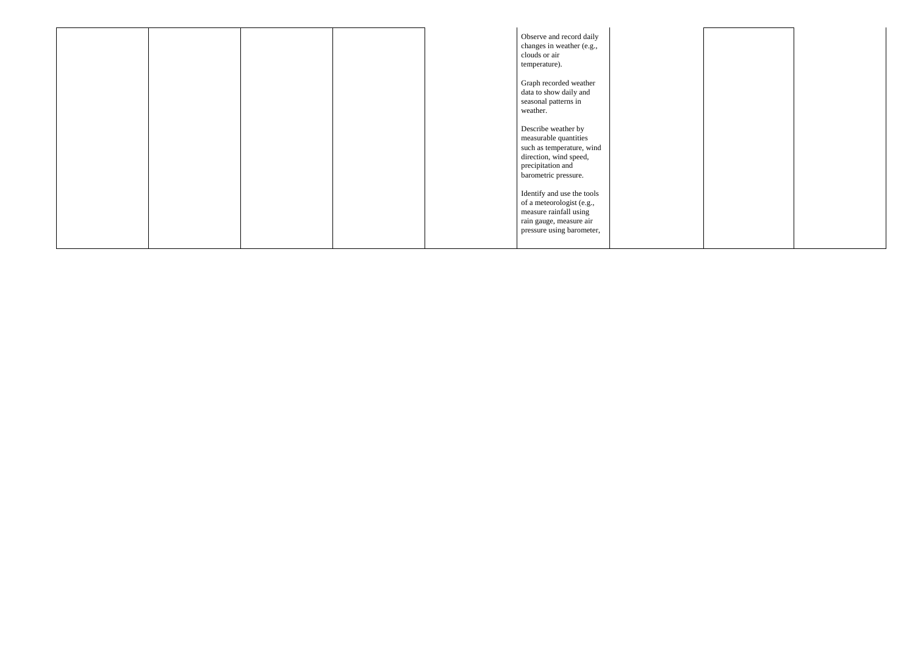|  |  |  |  |  | Observe and record daily changes in weather (e.g., clouds or air temperature).<br><br>Graph recorded weather data to show daily and seasonal patterns in weather.<br><br>Describe weather by measurable quantities such as temperature, wind direction, wind speed, precipitation and barometric pressure.<br><br>Identify and use the tools of a meteorologist (e.g., measure rainfall using rain gauge, measure air pressure using barometer, |  |  |  |
|---|---|---|---|---|---|---|---|---|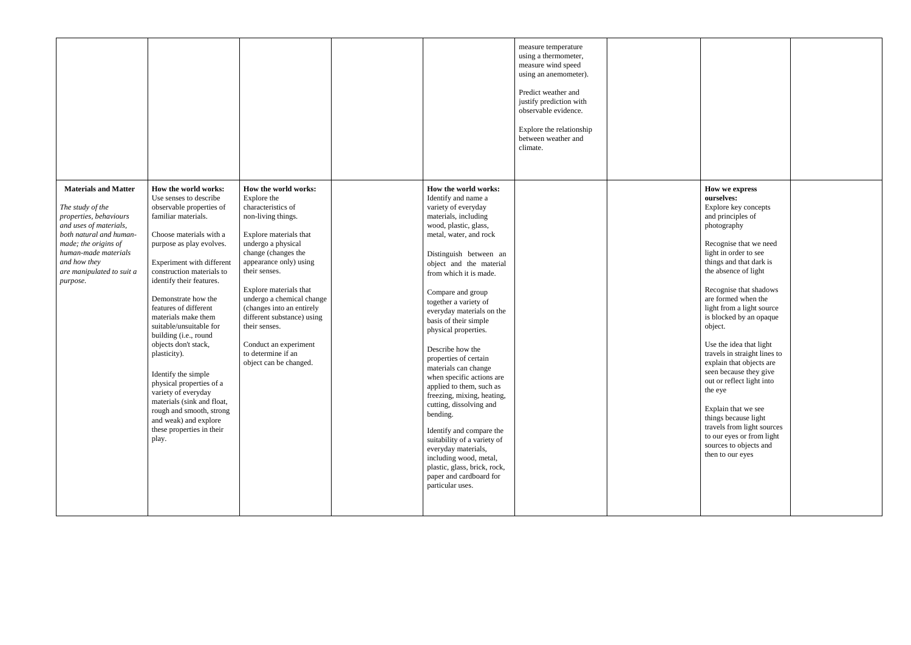| | | | | | | | | |
|---|---|---|---|---|---|---|---|---|
| | | | | | measure temperature using a thermometer, measure wind speed using an anemometer).<br><br>Predict weather and justify prediction with observable evidence.<br><br>Explore the relationship between weather and climate. | | | |
| **Materials and Matter**<br><br>*The study of the properties, behaviours and uses of materials, both natural and human-made; the origins of human-made materials and how they are manipulated to suit a purpose.* | **How the world works:**<br>Use senses to describe observable properties of familiar materials.<br><br>Choose materials with a purpose as play evolves.<br><br>Experiment with different construction materials to identify their features.<br><br>Demonstrate how the features of different materials make them suitable/unsuitable for building (i.e., round objects don't stack, plasticity).<br><br>Identify the simple physical properties of a variety of everyday materials (sink and float, rough and smooth, strong and weak) and explore these properties in their play. | **How the world works:**<br>Explore the characteristics of non-living things.<br><br>Explore materials that undergo a physical change (changes the appearance only) using their senses.<br><br>Explore materials that undergo a chemical change (changes into an entirely different substance) using their senses.<br><br>Conduct an experiment to determine if an object can be changed. | | **How the world works:**<br>Identify and name a variety of everyday materials, including wood, plastic, glass, metal, water, and rock<br><br>Distinguish between an object and the material from which it is made.<br><br>Compare and group together a variety of everyday materials on the basis of their simple physical properties.<br><br>Describe how the properties of certain materials can change when specific actions are applied to them, such as freezing, mixing, heating, cutting, dissolving and bending.<br><br>Identify and compare the suitability of a variety of everyday materials, including wood, metal, plastic, glass, brick, rock, paper and cardboard for particular uses. | | | **How we express ourselves:**<br>Explore key concepts and principles of photography<br><br>Recognise that we need light in order to see things and that dark is the absence of light<br><br>Recognise that shadows are formed when the light from a light source is blocked by an opaque object.<br><br>Use the idea that light travels in straight lines to explain that objects are seen because they give out or reflect light into the eye<br><br>Explain that we see things because light travels from light sources to our eyes or from light sources to objects and then to our eyes | |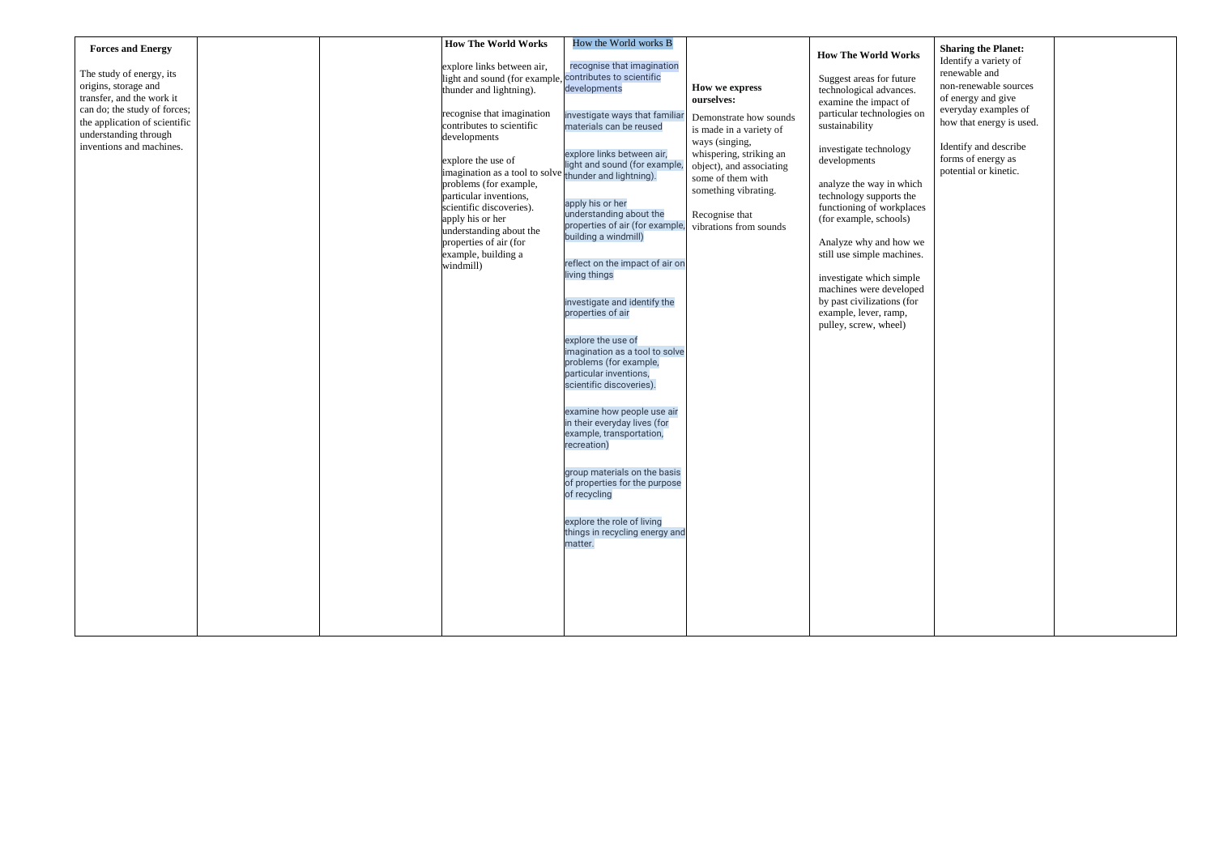| **Forces and Energy**<br><br>The study of energy, its origins, storage and transfer, and the work it can do; the study of forces; the application of scientific understanding through inventions and machines. | | | **How The World Works**<br><br>explore links between air, light and sound (for example, thunder and lightning).<br><br>recognise that imagination contributes to scientific developments<br><br>explore the use of imagination as a tool to solve problems (for example, particular inventions, scientific discoveries).<br>apply his or her understanding about the properties of air (for example, building a windmill) | How the World works B<br><br>recognise that imagination contributes to scientific developments<br><br>investigate ways that familiar materials can be reused<br><br>explore links between air, light and sound (for example, thunder and lightning).<br><br>apply his or her understanding about the properties of air (for example, building a windmill)<br><br>reflect on the impact of air on living things<br><br>investigate and identify the properties of air<br><br>explore the use of imagination as a tool to solve problems (for example, particular inventions, scientific discoveries).<br><br>examine how people use air in their everyday lives (for example, transportation, recreation)<br><br>group materials on the basis of properties for the purpose of recycling<br><br>explore the role of living things in recycling energy and matter. | **How we express ourselves:**<br><br>Demonstrate how sounds is made in a variety of ways (singing, whispering, striking an object), and associating some of them with something vibrating.<br><br>Recognise that vibrations from sounds | **How The World Works**<br><br>Suggest areas for future technological advances.<br>examine the impact of particular technologies on sustainability<br><br>investigate technology developments<br><br>analyze the way in which technology supports the functioning of workplaces (for example, schools)<br><br>Analyze why and how we still use simple machines.<br><br>investigate which simple machines were developed by past civilizations (for example, lever, ramp, pulley, screw, wheel) | **Sharing the Planet:**<br>Identify a variety of renewable and non-renewable sources of energy and give everyday examples of how that energy is used.<br><br>Identify and describe forms of energy as potential or kinetic. | |
|---|---|---|---|---|---|---|---|---|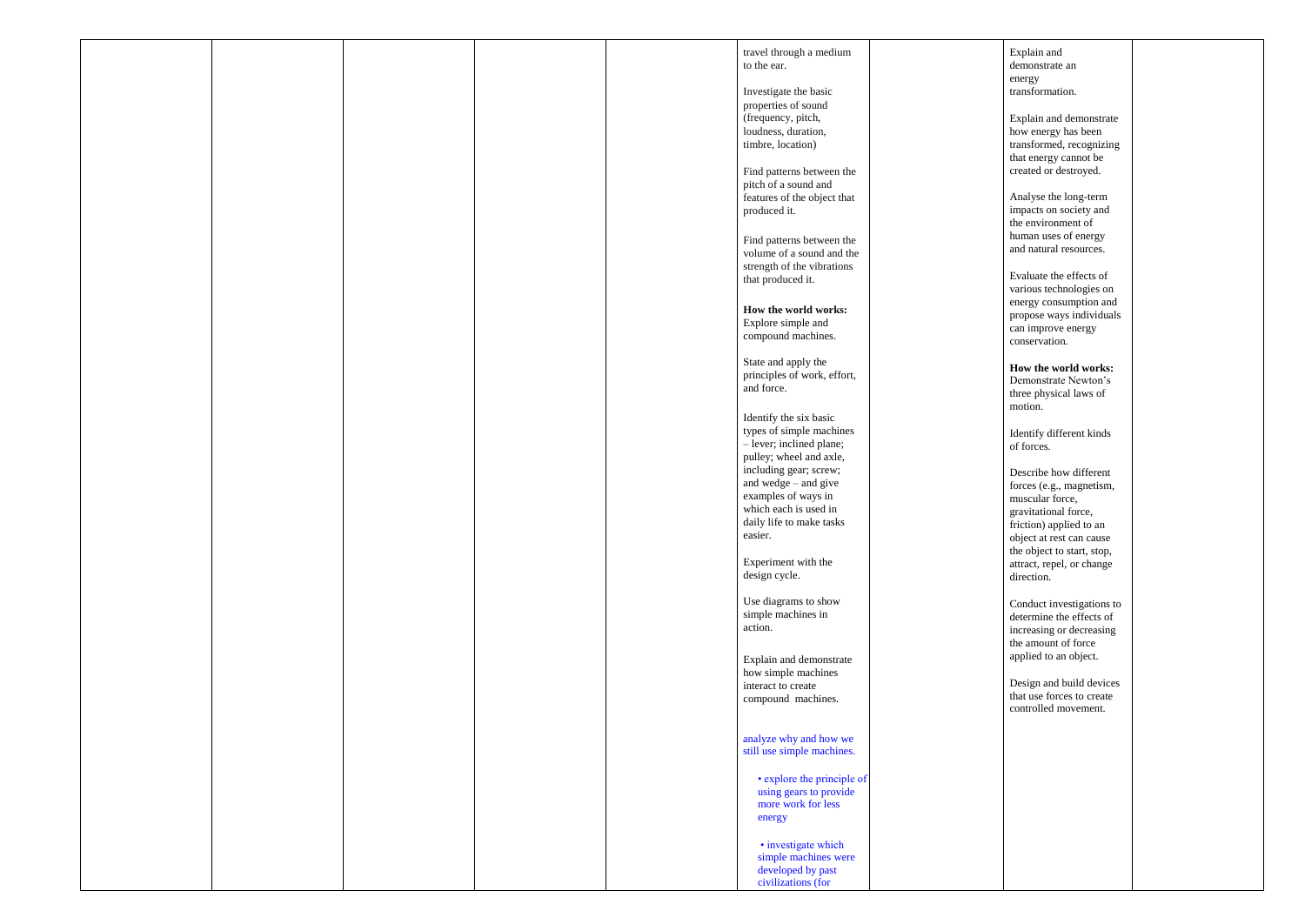| | | | | | | | | |
|---|---|---|---|---|---|---|---|---|
| | | | | | travel through a medium to the ear.<br><br>Investigate the basic properties of sound (frequency, pitch, loudness, duration, timbre, location)<br><br>Find patterns between the pitch of a sound and features of the object that produced it.<br><br>Find patterns between the volume of a sound and the strength of the vibrations that produced it.<br><br>**How the world works:** Explore simple and compound machines.<br><br>State and apply the principles of work, effort, and force.<br><br>Identify the six basic types of simple machines – lever; inclined plane; pulley; wheel and axle, including gear; screw; and wedge – and give examples of ways in which each is used in daily life to make tasks easier.<br><br>Experiment with the design cycle.<br><br>Use diagrams to show simple machines in action.<br><br>Explain and demonstrate how simple machines interact to create compound machines.<br><br>analyze why and how we still use simple machines.<br><br>• explore the principle of using gears to provide more work for less energy<br><br>• investigate which simple machines were developed by past civilizations (for | | Explain and demonstrate an energy transformation.<br><br>Explain and demonstrate how energy has been transformed, recognizing that energy cannot be created or destroyed.<br><br>Analyse the long-term impacts on society and the environment of human uses of energy and natural resources.<br><br>Evaluate the effects of various technologies on energy consumption and propose ways individuals can improve energy conservation.<br><br>**How the world works:** Demonstrate Newton's three physical laws of motion.<br><br>Identify different kinds of forces.<br><br>Describe how different forces (e.g., magnetism, muscular force, gravitational force, friction) applied to an object at rest can cause the object to start, stop, attract, repel, or change direction.<br><br>Conduct investigations to determine the effects of increasing or decreasing the amount of force applied to an object.<br><br>Design and build devices that use forces to create controlled movement. | |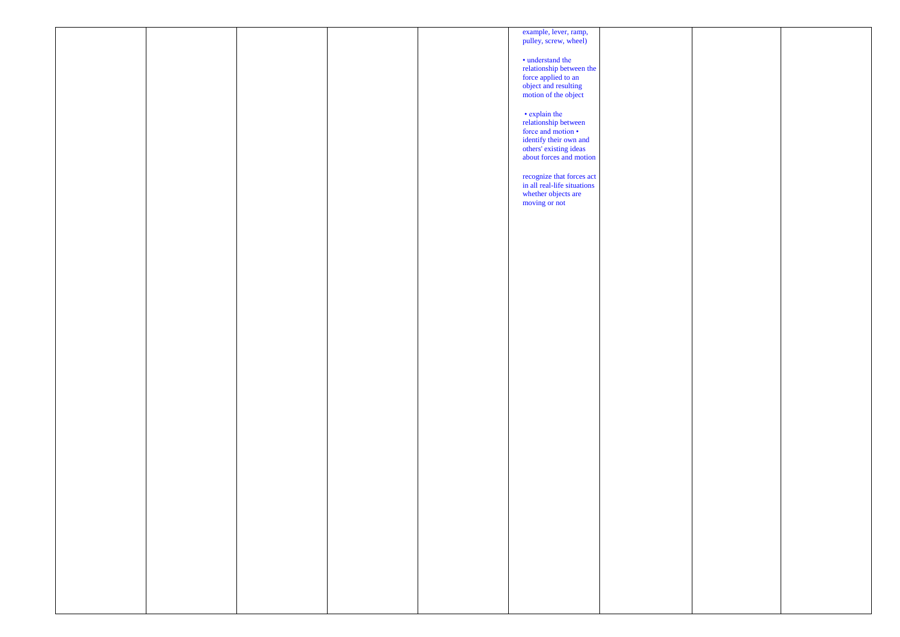|  |  |  |  |  |  |  |  |  |
|---|---|---|---|---|---|---|---|---|
|  |  |  |  |  | example, lever, ramp, pulley, screw, wheel)<br><br>• understand the relationship between the force applied to an object and resulting motion of the object<br><br>• explain the relationship between force and motion • identify their own and others' existing ideas about forces and motion<br><br>recognize that forces act in all real-life situations whether objects are moving or not |  |  |  |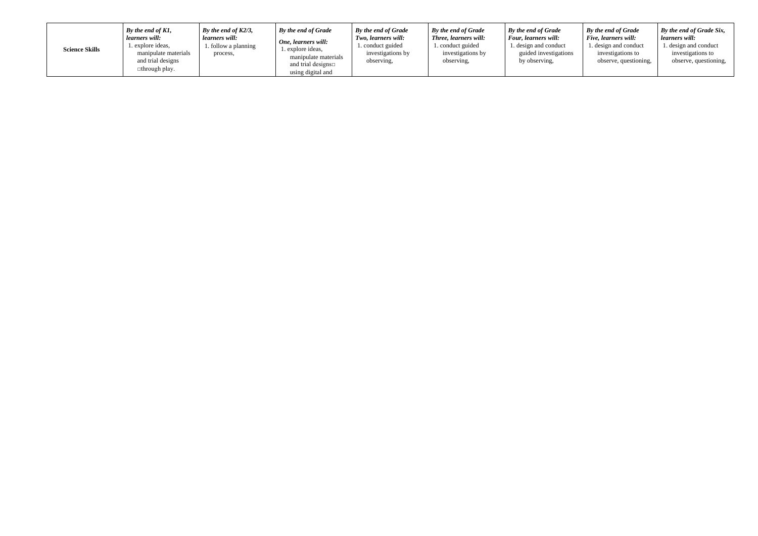| **Science Skills** | ***By the end of K1, learners will:*** 1. explore ideas, manipulate materials and trial designs □through play. | ***By the end of K2/3, learners will:*** 1. follow a planning process, | ***By the end of Grade One, learners will:*** 1. explore ideas, manipulate materials and trial designs□ using digital and | ***By the end of Grade Two, learners will:*** 1. conduct guided investigations by observing, | ***By the end of Grade Three, learners will:*** 1. conduct guided investigations by observing, | ***By the end of Grade Four, learners will:*** 1. design and conduct guided investigations by observing, | ***By the end of Grade Five, learners will:*** 1. design and conduct investigations to observe, questioning, | ***By the end of Grade Six, learners will:*** 1. design and conduct investigations to observe, questioning, |
|---|---|---|---|---|---|---|---|---|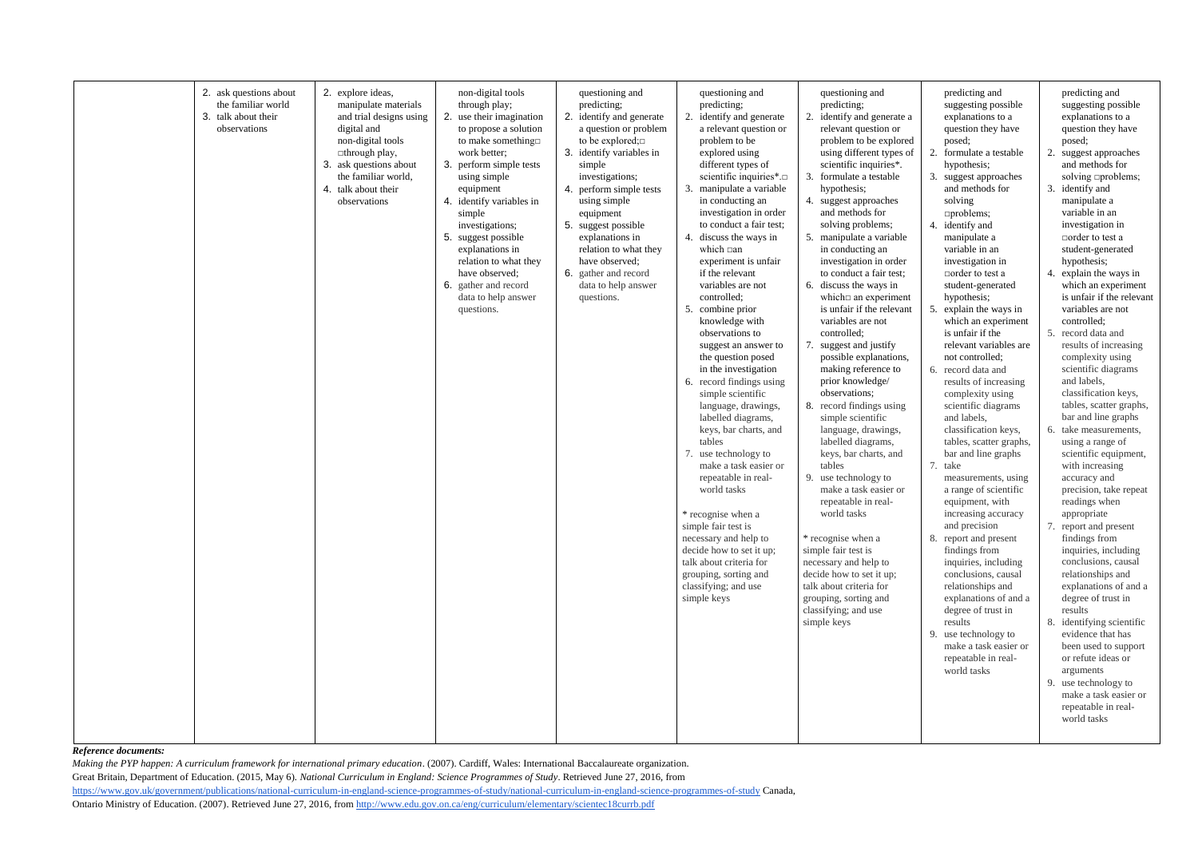| | | | | | | | | |
|---|---|---|---|---|---|---|---|---|
| | 2. ask questions about the familiar world<br>3. talk about their observations | 2. explore ideas, manipulate materials and trial designs using digital and non-digital tools □through play,<br>3. ask questions about the familiar world,<br>4. talk about their observations | non-digital tools through play;<br>2. use their imagination to propose a solution to make something□ work better;<br>3. perform simple tests using simple equipment<br>4. identify variables in simple investigations;<br>5. suggest possible explanations in relation to what they have observed;<br>6. gather and record data to help answer questions. | questioning and predicting;<br>2. identify and generate a question or problem to be explored;□<br>3. identify variables in simple investigations;<br>4. perform simple tests using simple equipment<br>5. suggest possible explanations in relation to what they have observed;<br>6. gather and record data to help answer questions. | questioning and predicting;<br>2. identify and generate a relevant question or problem to be explored using different types of scientific inquiries*.□<br>3. manipulate a variable in conducting an investigation in order to conduct a fair test;<br>4. discuss the ways in which □an experiment is unfair if the relevant variables are not controlled;<br>5. combine prior knowledge with observations to suggest an answer to the question posed in the investigation<br>6. record findings using simple scientific language, drawings, labelled diagrams, keys, bar charts, and tables<br>7. use technology to make a task easier or repeatable in real-world tasks<br><br>* recognise when a simple fair test is necessary and help to decide how to set it up; talk about criteria for grouping, sorting and classifying; and use simple keys | questioning and predicting;<br>2. identify and generate a relevant question or problem to be explored using different types of scientific inquiries*.<br>3. formulate a testable hypothesis;<br>4. suggest approaches and methods for solving problems;<br>5. manipulate a variable in conducting an investigation in order to conduct a fair test;<br>6. discuss the ways in which□ an experiment is unfair if the relevant variables are not controlled;<br>7. suggest and justify possible explanations, making reference to prior knowledge/ observations;<br>8. record findings using simple scientific language, drawings, labelled diagrams, keys, bar charts, and tables<br>9. use technology to make a task easier or repeatable in real-world tasks<br><br>* recognise when a simple fair test is necessary and help to decide how to set it up; talk about criteria for grouping, sorting and classifying; and use simple keys | predicting and suggesting possible explanations to a question they have posed;<br>2. formulate a testable hypothesis;<br>3. suggest approaches and methods for solving □problems;<br>4. identify and manipulate a variable in an investigation in □order to test a student-generated hypothesis;<br>5. explain the ways in which an experiment is unfair if the relevant variables are not controlled;<br>6. record data and results of increasing complexity using scientific diagrams and labels, classification keys, tables, scatter graphs, bar and line graphs<br>7. take measurements, using a range of scientific equipment, with increasing accuracy and precision<br>8. report and present findings from inquiries, including conclusions, causal relationships and explanations of and a degree of trust in results<br>9. use technology to make a task easier or repeatable in real-world tasks | predicting and suggesting possible explanations to a question they have posed;<br>2. suggest approaches and methods for solving □problems;<br>3. identify and manipulate a variable in an investigation in □order to test a student-generated hypothesis;<br>4. explain the ways in which an experiment is unfair if the relevant variables are not controlled;<br>5. record data and results of increasing complexity using scientific diagrams and labels, classification keys, tables, scatter graphs, bar and line graphs<br>6. take measurements, using a range of scientific equipment, with increasing accuracy and precision, take repeat readings when appropriate<br>7. report and present findings from inquiries, including conclusions, causal relationships and explanations of and a degree of trust in results<br>8. identifying scientific evidence that has been used to support or refute ideas or arguments<br>9. use technology to make a task easier or repeatable in real-world tasks |

***Reference documents:***

*Making the PYP happen: A curriculum framework for international primary education*. (2007). Cardiff, Wales: International Baccalaureate organization.

Great Britain, Department of Education. (2015, May 6). *National Curriculum in England: Science Programmes of Study*. Retrieved June 27, 2016, from https://www.gov.uk/government/publications/national-curriculum-in-england-science-programmes-of-study/national-curriculum-in-england-science-programmes-of-study Canada,

Ontario Ministry of Education. (2007). Retrieved June 27, 2016, from http://www.edu.gov.on.ca/eng/curriculum/elementary/scientec18currb.pdf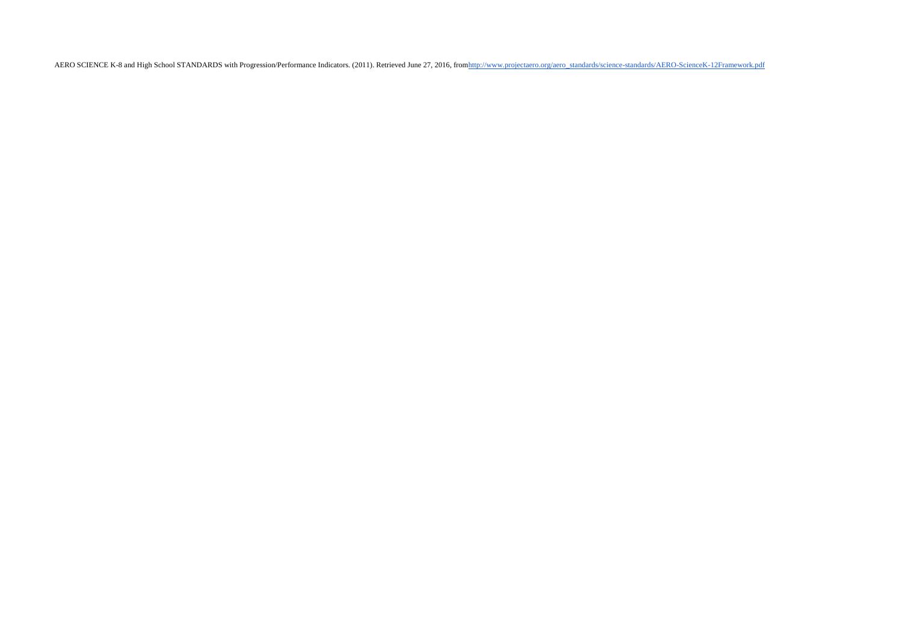AERO SCIENCE K-8 and High School STANDARDS with Progression/Performance Indicators. (2011). Retrieved June 27, 2016, from http://www.projectaero.org/aero_standards/science-standards/AERO-ScienceK-12Framework.pdf